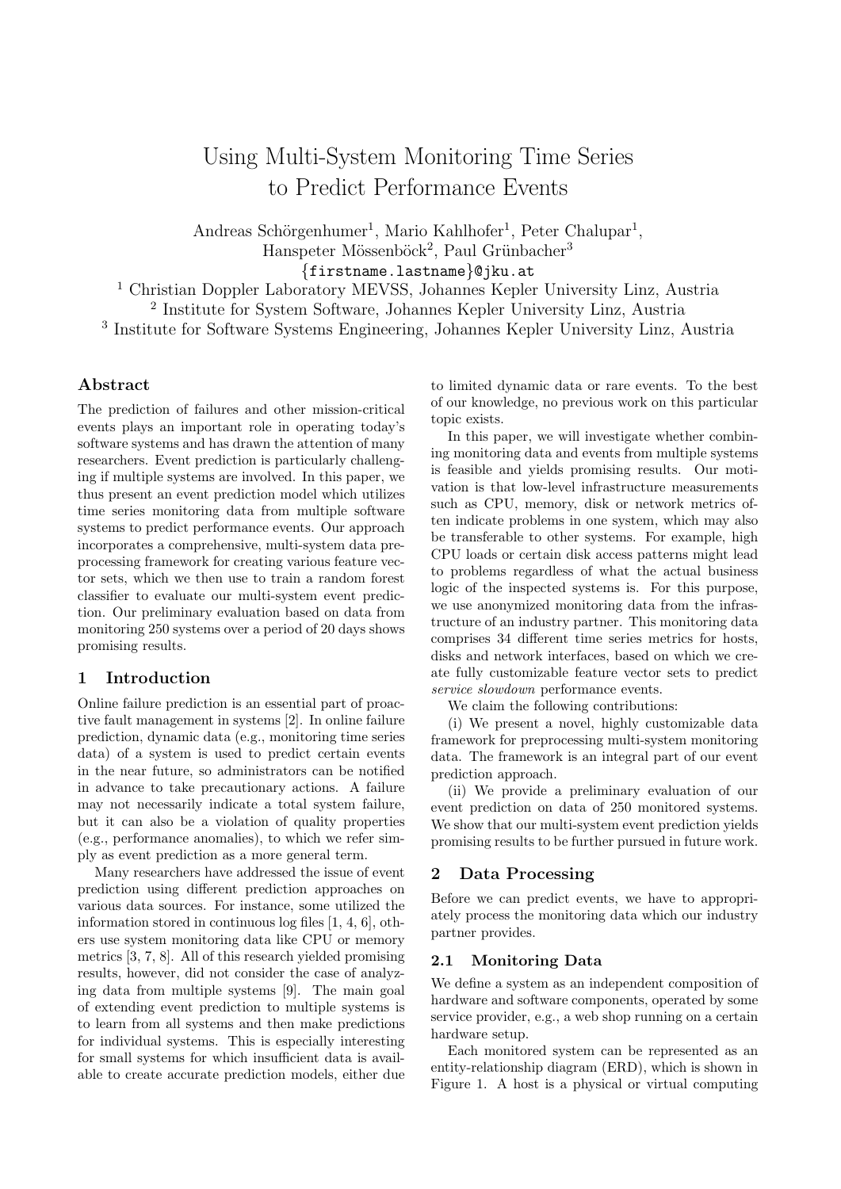# Using Multi-System Monitoring Time Series to Predict Performance Events

Andreas Schörgenhumer[1], Mario Kahlhofer[1], Peter Chalupar[1], Hanspeter Mössenböck[2], Paul Grünbacher[3]

{firstname.lastname}@jku.at

[1] Christian Doppler Laboratory MEVSS, Johannes Kepler University Linz, Austria
[2] Institute for System Software, Johannes Kepler University Linz, Austria
[3] Institute for Software Systems Engineering, Johannes Kepler University Linz, Austria

## Abstract

The prediction of failures and other mission-critical events plays an important role in operating today's software systems and has drawn the attention of many researchers. Event prediction is particularly challenging if multiple systems are involved. In this paper, we thus present an event prediction model which utilizes time series monitoring data from multiple software systems to predict performance events. Our approach incorporates a comprehensive, multi-system data preprocessing framework for creating various feature vector sets, which we then use to train a random forest classifier to evaluate our multi-system event prediction. Our preliminary evaluation based on data from monitoring 250 systems over a period of 20 days shows promising results.

## 1 Introduction

Online failure prediction is an essential part of proactive fault management in systems [2]. In online failure prediction, dynamic data (e.g., monitoring time series data) of a system is used to predict certain events in the near future, so administrators can be notified in advance to take precautionary actions. A failure may not necessarily indicate a total system failure, but it can also be a violation of quality properties (e.g., performance anomalies), to which we refer simply as event prediction as a more general term.

Many researchers have addressed the issue of event prediction using different prediction approaches on various data sources. For instance, some utilized the information stored in continuous log files [1, 4, 6], others use system monitoring data like CPU or memory metrics [3, 7, 8]. All of this research yielded promising results, however, did not consider the case of analyzing data from multiple systems [9]. The main goal of extending event prediction to multiple systems is to learn from all systems and then make predictions for individual systems. This is especially interesting for small systems for which insufficient data is available to create accurate prediction models, either due to limited dynamic data or rare events. To the best of our knowledge, no previous work on this particular topic exists.

In this paper, we will investigate whether combining monitoring data and events from multiple systems is feasible and yields promising results. Our motivation is that low-level infrastructure measurements such as CPU, memory, disk or network metrics often indicate problems in one system, which may also be transferable to other systems. For example, high CPU loads or certain disk access patterns might lead to problems regardless of what the actual business logic of the inspected systems is. For this purpose, we use anonymized monitoring data from the infrastructure of an industry partner. This monitoring data comprises 34 different time series metrics for hosts, disks and network interfaces, based on which we create fully customizable feature vector sets to predict *service slowdown* performance events.

We claim the following contributions:

(i) We present a novel, highly customizable data framework for preprocessing multi-system monitoring data. The framework is an integral part of our event prediction approach.

(ii) We provide a preliminary evaluation of our event prediction on data of 250 monitored systems. We show that our multi-system event prediction yields promising results to be further pursued in future work.

## 2 Data Processing

Before we can predict events, we have to appropriately process the monitoring data which our industry partner provides.

### 2.1 Monitoring Data

We define a system as an independent composition of hardware and software components, operated by some service provider, e.g., a web shop running on a certain hardware setup.

Each monitored system can be represented as an entity-relationship diagram (ERD), which is shown in Figure 1. A host is a physical or virtual computing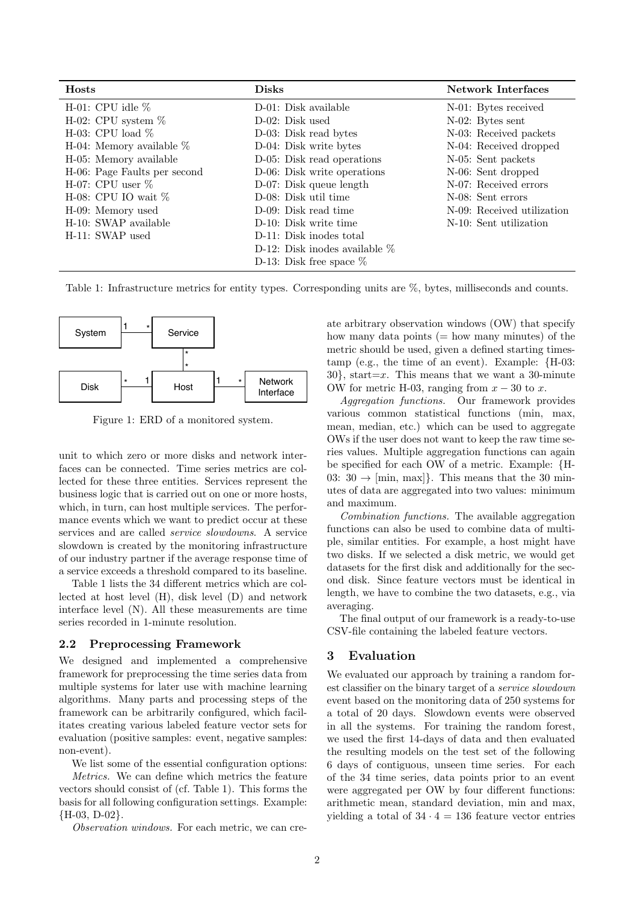| Hosts | Disks | Network Interfaces |
|---|---|---|
| H-01: CPU idle % | D-01: Disk available | N-01: Bytes received |
| H-02: CPU system % | D-02: Disk used | N-02: Bytes sent |
| H-03: CPU load % | D-03: Disk read bytes | N-03: Received packets |
| H-04: Memory available % | D-04: Disk write bytes | N-04: Received dropped |
| H-05: Memory available | D-05: Disk read operations | N-05: Sent packets |
| H-06: Page Faults per second | D-06: Disk write operations | N-06: Sent dropped |
| H-07: CPU user % | D-07: Disk queue length | N-07: Received errors |
| H-08: CPU IO wait % | D-08: Disk util time | N-08: Sent errors |
| H-09: Memory used | D-09: Disk read time | N-09: Received utilization |
| H-10: SWAP available | D-10: Disk write time | N-10: Sent utilization |
| H-11: SWAP used | D-11: Disk inodes total | |
| | D-12: Disk inodes available % | |
| | D-13: Disk free space % | |

Table 1: Infrastructure metrics for entity types. Corresponding units are %, bytes, milliseconds and counts.

Figure 1: ERD of a monitored system.

unit to which zero or more disks and network interfaces can be connected. Time series metrics are collected for these three entities. Services represent the business logic that is carried out on one or more hosts, which, in turn, can host multiple services. The performance events which we want to predict occur at these services and are called *service slowdowns*. A service slowdown is created by the monitoring infrastructure of our industry partner if the average response time of a service exceeds a threshold compared to its baseline.

Table 1 lists the 34 different metrics which are collected at host level (H), disk level (D) and network interface level (N). All these measurements are time series recorded in 1-minute resolution.

### 2.2 Preprocessing Framework

We designed and implemented a comprehensive framework for preprocessing the time series data from multiple systems for later use with machine learning algorithms. Many parts and processing steps of the framework can be arbitrarily configured, which facilitates creating various labeled feature vector sets for evaluation (positive samples: event, negative samples: non-event).

We list some of the essential configuration options:

*Metrics.* We can define which metrics the feature vectors should consist of (cf. Table 1). This forms the basis for all following configuration settings. Example: {H-03, D-02}.

*Observation windows.* For each metric, we can create arbitrary observation windows (OW) that specify how many data points (= how many minutes) of the metric should be used, given a defined starting timestamp (e.g., the time of an event). Example: {H-03: 30}, start=$x$. This means that we want a 30-minute OW for metric H-03, ranging from $x - 30$ to $x$.

*Aggregation functions.* Our framework provides various common statistical functions (min, max, mean, median, etc.) which can be used to aggregate OWs if the user does not want to keep the raw time series values. Multiple aggregation functions can again be specified for each OW of a metric. Example: {H-03: 30 $\rightarrow$ [min, max]}. This means that the 30 minutes of data are aggregated into two values: minimum and maximum.

*Combination functions.* The available aggregation functions can also be used to combine data of multiple, similar entities. For example, a host might have two disks. If we selected a disk metric, we would get datasets for the first disk and additionally for the second disk. Since feature vectors must be identical in length, we have to combine the two datasets, e.g., via averaging.

The final output of our framework is a ready-to-use CSV-file containing the labeled feature vectors.

## 3 Evaluation

We evaluated our approach by training a random forest classifier on the binary target of a *service slowdown* event based on the monitoring data of 250 systems for a total of 20 days. Slowdown events were observed in all the systems. For training the random forest, we used the first 14-days of data and then evaluated the resulting models on the test set of the following 6 days of contiguous, unseen time series. For each of the 34 time series, data points prior to an event were aggregated per OW by four different functions: arithmetic mean, standard deviation, min and max, yielding a total of $34 \cdot 4 = 136$ feature vector entries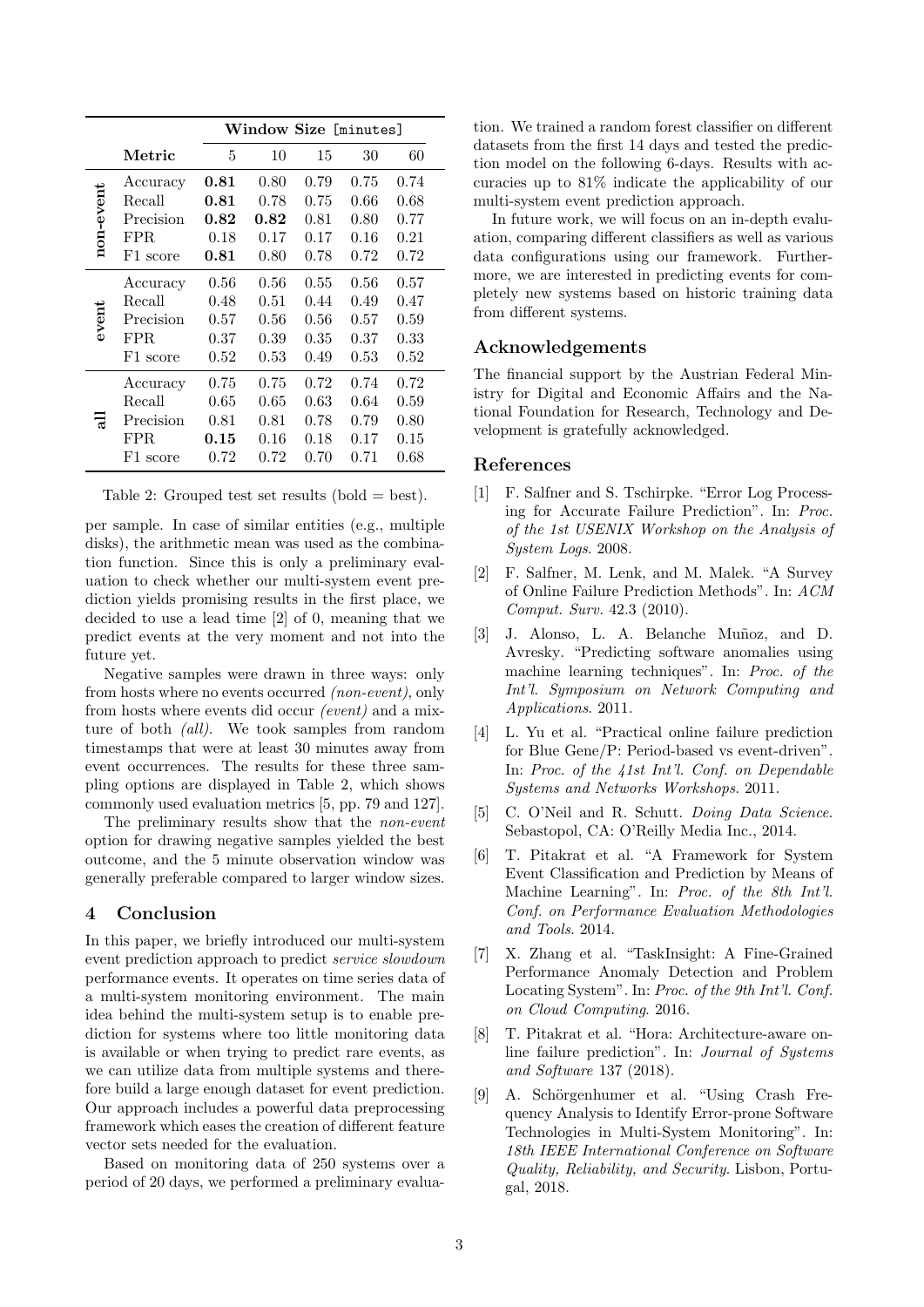| | Metric | Window Size [minutes] | | | | |
|---|---|---|---|---|---|---|
| | | 5 | 10 | 15 | 30 | 60 |
| **non-event** | Accuracy | **0.81** | 0.80 | 0.79 | 0.75 | 0.74 |
| | Recall | **0.81** | 0.78 | 0.75 | 0.66 | 0.68 |
| | Precision | **0.82** | **0.82** | 0.81 | 0.80 | 0.77 |
| | FPR | 0.18 | 0.17 | 0.17 | 0.16 | 0.21 |
| | F1 score | **0.81** | 0.80 | 0.78 | 0.72 | 0.72 |
| **event** | Accuracy | 0.56 | 0.56 | 0.55 | 0.56 | 0.57 |
| | Recall | 0.48 | 0.51 | 0.44 | 0.49 | 0.47 |
| | Precision | 0.57 | 0.56 | 0.56 | 0.57 | 0.59 |
| | FPR | 0.37 | 0.39 | 0.35 | 0.37 | 0.33 |
| | F1 score | 0.52 | 0.53 | 0.49 | 0.53 | 0.52 |
| **all** | Accuracy | 0.75 | 0.75 | 0.72 | 0.74 | 0.72 |
| | Recall | 0.65 | 0.65 | 0.63 | 0.64 | 0.59 |
| | Precision | 0.81 | 0.81 | 0.78 | 0.79 | 0.80 |
| | FPR | **0.15** | 0.16 | 0.18 | 0.17 | 0.15 |
| | F1 score | 0.72 | 0.72 | 0.70 | 0.71 | 0.68 |

Table 2: Grouped test set results (bold = best).

per sample. In case of similar entities (e.g., multiple disks), the arithmetic mean was used as the combination function. Since this is only a preliminary evaluation to check whether our multi-system event prediction yields promising results in the first place, we decided to use a lead time [2] of 0, meaning that we predict events at the very moment and not into the future yet.

Negative samples were drawn in three ways: only from hosts where no events occurred *(non-event)*, only from hosts where events did occur *(event)* and a mixture of both *(all)*. We took samples from random timestamps that were at least 30 minutes away from event occurrences. The results for these three sampling options are displayed in Table 2, which shows commonly used evaluation metrics [5, pp. 79 and 127].

The preliminary results show that the *non-event* option for drawing negative samples yielded the best outcome, and the 5 minute observation window was generally preferable compared to larger window sizes.

## 4 Conclusion

In this paper, we briefly introduced our multi-system event prediction approach to predict *service slowdown* performance events. It operates on time series data of a multi-system monitoring environment. The main idea behind the multi-system setup is to enable prediction for systems where too little monitoring data is available or when trying to predict rare events, as we can utilize data from multiple systems and therefore build a large enough dataset for event prediction. Our approach includes a powerful data preprocessing framework which eases the creation of different feature vector sets needed for the evaluation.

Based on monitoring data of 250 systems over a period of 20 days, we performed a preliminary evaluation. We trained a random forest classifier on different datasets from the first 14 days and tested the prediction model on the following 6-days. Results with accuracies up to 81% indicate the applicability of our multi-system event prediction approach.

In future work, we will focus on an in-depth evaluation, comparing different classifiers as well as various data configurations using our framework. Furthermore, we are interested in predicting events for completely new systems based on historic training data from different systems.

## Acknowledgements

The financial support by the Austrian Federal Ministry for Digital and Economic Affairs and the National Foundation for Research, Technology and Development is gratefully acknowledged.

## References

[1] F. Salfner and S. Tschirpke. "Error Log Processing for Accurate Failure Prediction". In: *Proc. of the 1st USENIX Workshop on the Analysis of System Logs*. 2008.

[2] F. Salfner, M. Lenk, and M. Malek. "A Survey of Online Failure Prediction Methods". In: *ACM Comput. Surv.* 42.3 (2010).

[3] J. Alonso, L. A. Belanche Muñoz, and D. Avresky. "Predicting software anomalies using machine learning techniques". In: *Proc. of the Int'l. Symposium on Network Computing and Applications*. 2011.

[4] L. Yu et al. "Practical online failure prediction for Blue Gene/P: Period-based vs event-driven". In: *Proc. of the 41st Int'l. Conf. on Dependable Systems and Networks Workshops*. 2011.

[5] C. O'Neil and R. Schutt. *Doing Data Science*. Sebastopol, CA: O'Reilly Media Inc., 2014.

[6] T. Pitakrat et al. "A Framework for System Event Classification and Prediction by Means of Machine Learning". In: *Proc. of the 8th Int'l. Conf. on Performance Evaluation Methodologies and Tools*. 2014.

[7] X. Zhang et al. "TaskInsight: A Fine-Grained Performance Anomaly Detection and Problem Locating System". In: *Proc. of the 9th Int'l. Conf. on Cloud Computing*. 2016.

[8] T. Pitakrat et al. "Hora: Architecture-aware online failure prediction". In: *Journal of Systems and Software* 137 (2018).

[9] A. Schörgenhumer et al. "Using Crash Frequency Analysis to Identify Error-prone Software Technologies in Multi-System Monitoring". In: *18th IEEE International Conference on Software Quality, Reliability, and Security*. Lisbon, Portugal, 2018.